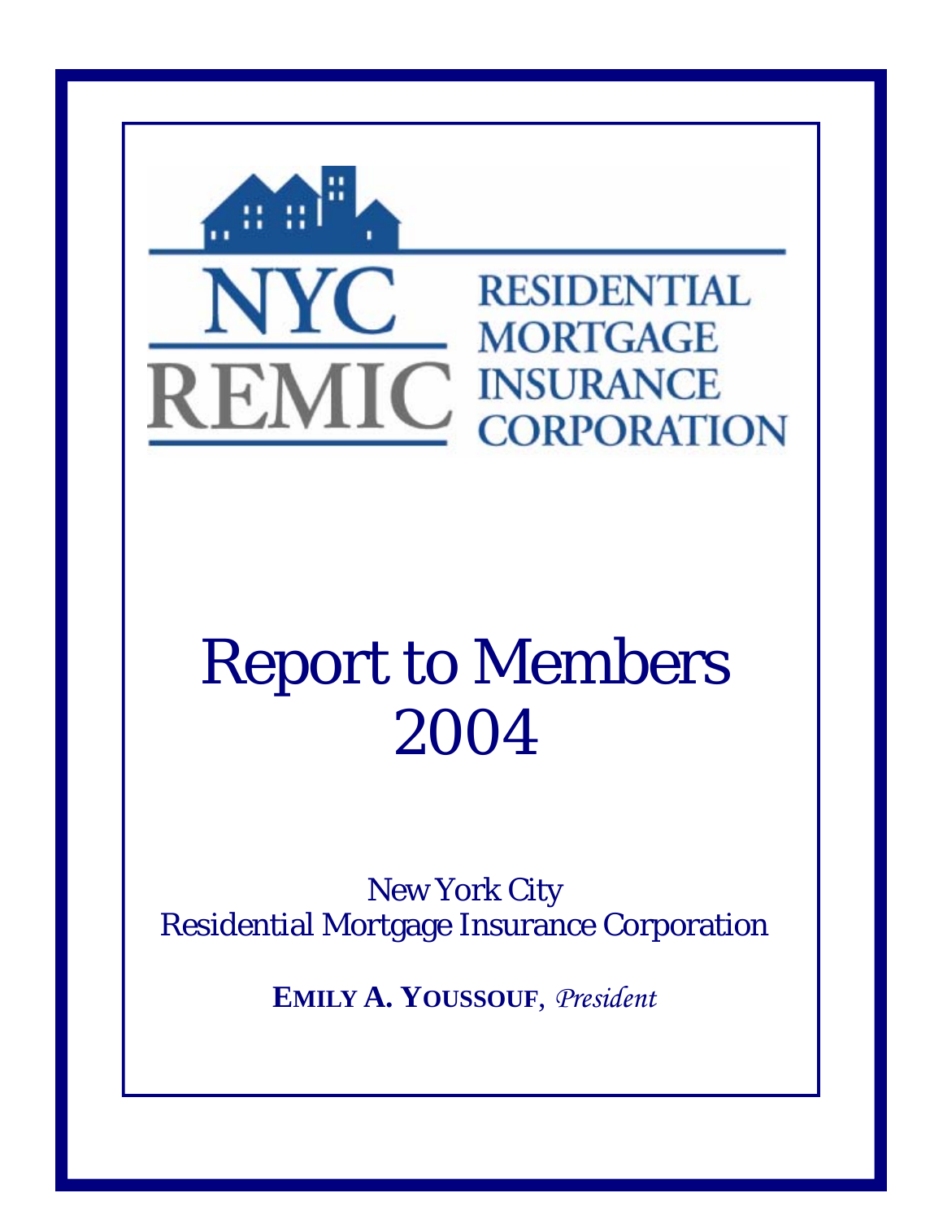NYC REMIC

RESIDENTIAL MORTGAGE INSURANCE CORPORATION

# Report to Members 2004

New York City
Residential Mortgage Insurance Corporation

**EMILY A. YOUSSOUF**, *President*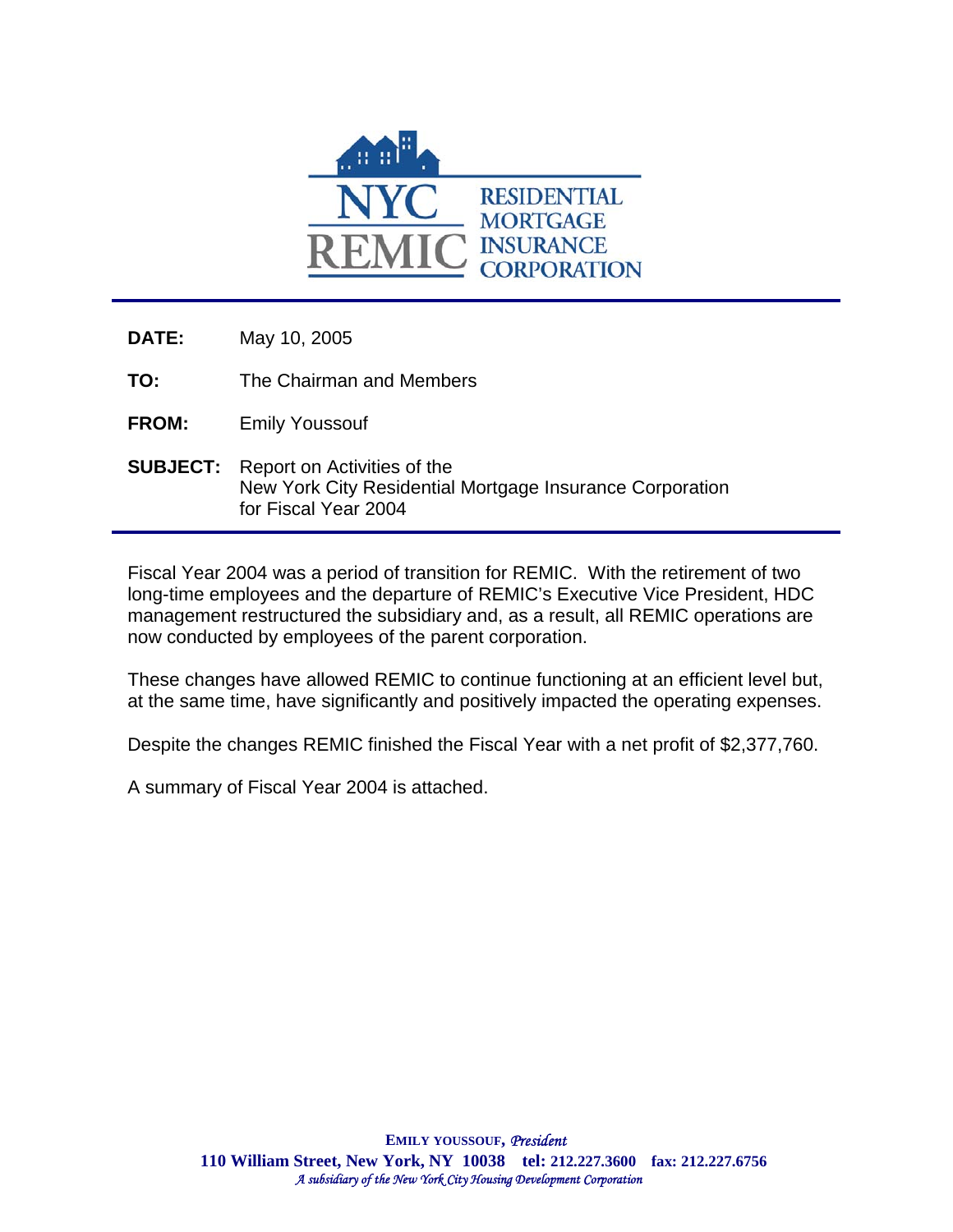**NYC REMIC** RESIDENTIAL MORTGAGE INSURANCE CORPORATION

**DATE:** May 10, 2005

**TO:** The Chairman and Members

**FROM:** Emily Youssouf

**SUBJECT:** Report on Activities of the New York City Residential Mortgage Insurance Corporation for Fiscal Year 2004

Fiscal Year 2004 was a period of transition for REMIC. With the retirement of two long-time employees and the departure of REMIC's Executive Vice President, HDC management restructured the subsidiary and, as a result, all REMIC operations are now conducted by employees of the parent corporation.

These changes have allowed REMIC to continue functioning at an efficient level but, at the same time, have significantly and positively impacted the operating expenses.

Despite the changes REMIC finished the Fiscal Year with a net profit of $2,377,760.

A summary of Fiscal Year 2004 is attached.

**EMILY YOUSSOUF,** *President*
**110 William Street, New York, NY 10038 tel: 212.227.3600 fax: 212.227.6756**
*A subsidiary of the New York City Housing Development Corporation*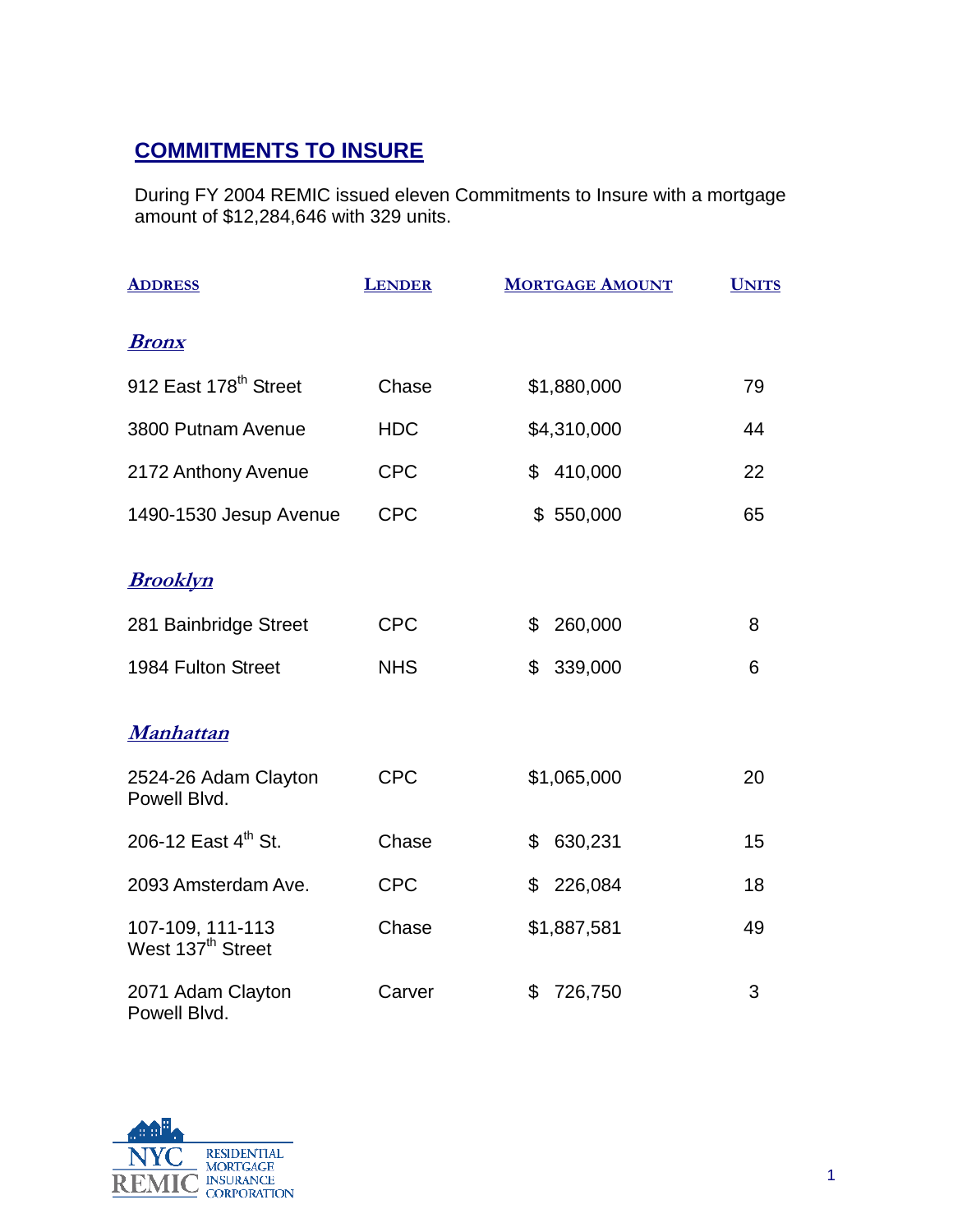## COMMITMENTS TO INSURE

During FY 2004 REMIC issued eleven Commitments to Insure with a mortgage amount of $12,284,646 with 329 units.

| ADDRESS | LENDER | MORTGAGE AMOUNT | UNITS |
|---|---|---|---|
| ***Bronx*** | | | |
| 912 East 178th Street | Chase | $1,880,000 | 79 |
| 3800 Putnam Avenue | HDC | $4,310,000 | 44 |
| 2172 Anthony Avenue | CPC | $ 410,000 | 22 |
| 1490-1530 Jesup Avenue | CPC | $ 550,000 | 65 |
| ***Brooklyn*** | | | |
| 281 Bainbridge Street | CPC | $ 260,000 | 8 |
| 1984 Fulton Street | NHS | $ 339,000 | 6 |
| ***Manhattan*** | | | |
| 2524-26 Adam Clayton Powell Blvd. | CPC | $1,065,000 | 20 |
| 206-12 East 4th St. | Chase | $ 630,231 | 15 |
| 2093 Amsterdam Ave. | CPC | $ 226,084 | 18 |
| 107-109, 111-113 West 137th Street | Chase | $1,887,581 | 49 |
| 2071 Adam Clayton Powell Blvd. | Carver | $ 726,750 | 3 |

NYC REMIC RESIDENTIAL MORTGAGE INSURANCE CORPORATION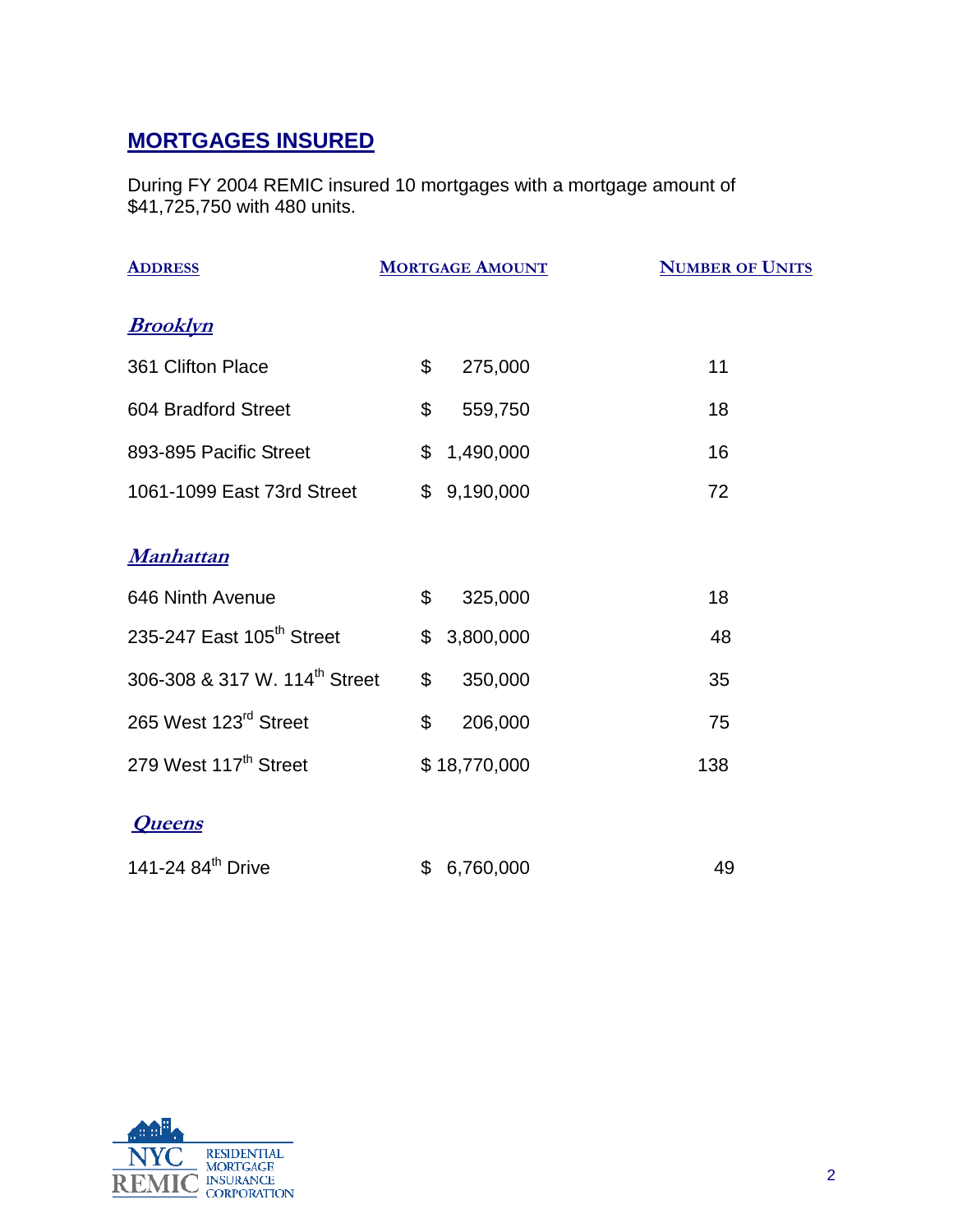## MORTGAGES INSURED

During FY 2004 REMIC insured 10 mortgages with a mortgage amount of $41,725,750 with 480 units.

| ADDRESS | MORTGAGE AMOUNT | NUMBER OF UNITS |
|---|---|---|
| ***Brooklyn*** | | |
| 361 Clifton Place | $ 275,000 | 11 |
| 604 Bradford Street | $ 559,750 | 18 |
| 893-895 Pacific Street | $ 1,490,000 | 16 |
| 1061-1099 East 73rd Street | $ 9,190,000 | 72 |
| ***Manhattan*** | | |
| 646 Ninth Avenue | $ 325,000 | 18 |
| 235-247 East 105th Street | $ 3,800,000 | 48 |
| 306-308 & 317 W. 114th Street | $ 350,000 | 35 |
| 265 West 123rd Street | $ 206,000 | 75 |
| 279 West 117th Street | $ 18,770,000 | 138 |
| ***Queens*** | | |
| 141-24 84th Drive | $ 6,760,000 | 49 |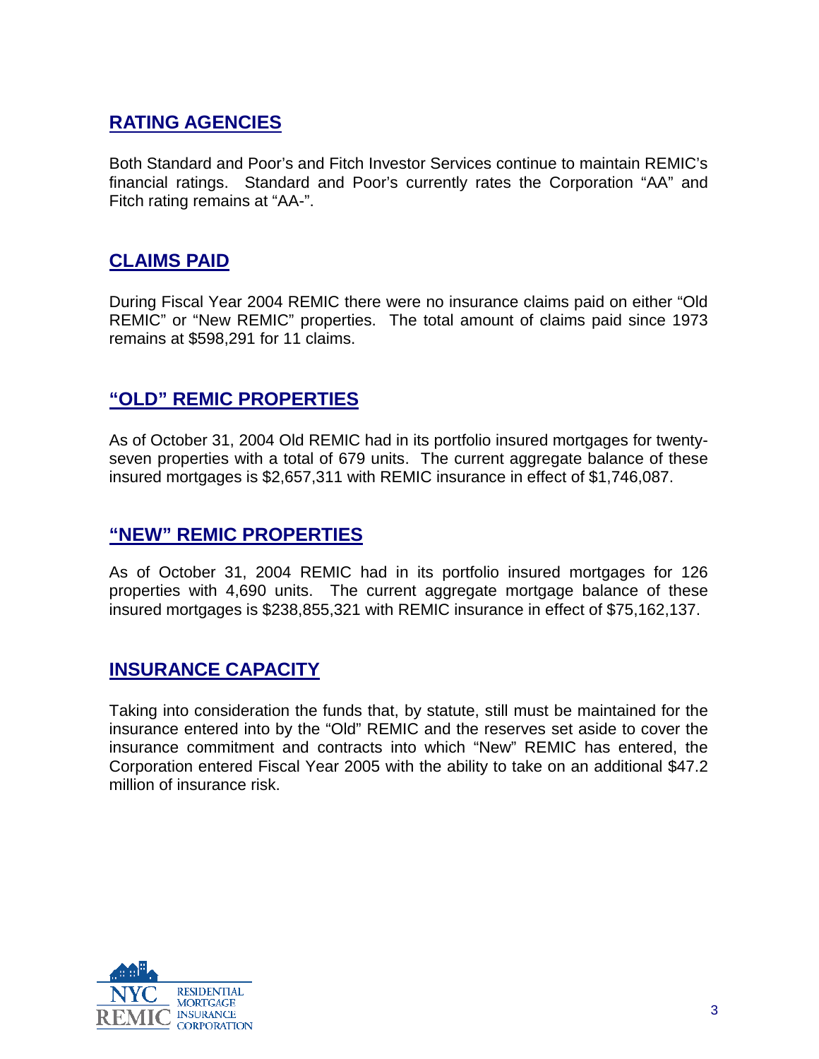## RATING AGENCIES

Both Standard and Poor's and Fitch Investor Services continue to maintain REMIC's financial ratings. Standard and Poor's currently rates the Corporation "AA" and Fitch rating remains at "AA-".

## CLAIMS PAID

During Fiscal Year 2004 REMIC there were no insurance claims paid on either "Old REMIC" or "New REMIC" properties. The total amount of claims paid since 1973 remains at $598,291 for 11 claims.

## "OLD" REMIC PROPERTIES

As of October 31, 2004 Old REMIC had in its portfolio insured mortgages for twenty-seven properties with a total of 679 units. The current aggregate balance of these insured mortgages is $2,657,311 with REMIC insurance in effect of $1,746,087.

## "NEW" REMIC PROPERTIES

As of October 31, 2004 REMIC had in its portfolio insured mortgages for 126 properties with 4,690 units. The current aggregate mortgage balance of these insured mortgages is $238,855,321 with REMIC insurance in effect of $75,162,137.

## INSURANCE CAPACITY

Taking into consideration the funds that, by statute, still must be maintained for the insurance entered into by the "Old" REMIC and the reserves set aside to cover the insurance commitment and contracts into which "New" REMIC has entered, the Corporation entered Fiscal Year 2005 with the ability to take on an additional $47.2 million of insurance risk.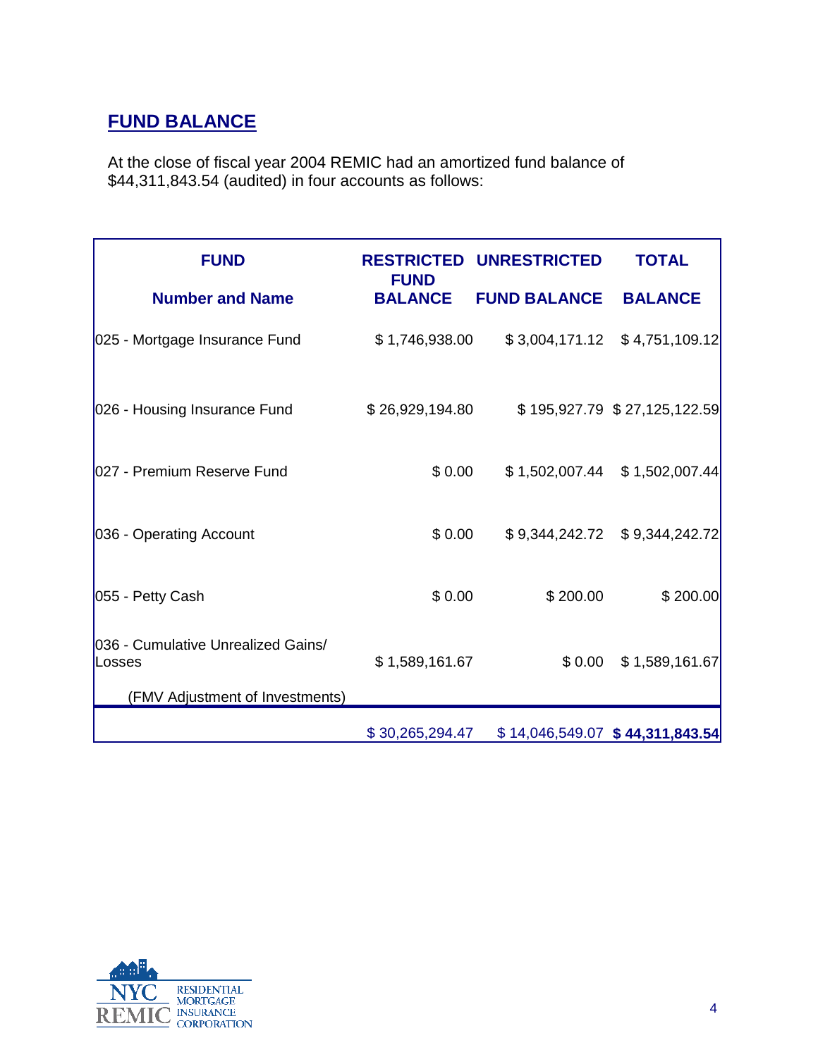## FUND BALANCE

At the close of fiscal year 2004 REMIC had an amortized fund balance of $44,311,843.54 (audited) in four accounts as follows:

| FUND<br>Number and Name | RESTRICTED FUND BALANCE | UNRESTRICTED FUND BALANCE | TOTAL BALANCE |
|---|---|---|---|
| 025 - Mortgage Insurance Fund | $ 1,746,938.00 | $ 3,004,171.12 | $ 4,751,109.12 |
| 026 - Housing Insurance Fund | $ 26,929,194.80 | $ 195,927.79 | $ 27,125,122.59 |
| 027 - Premium Reserve Fund | $ 0.00 | $ 1,502,007.44 | $ 1,502,007.44 |
| 036 - Operating Account | $ 0.00 | $ 9,344,242.72 | $ 9,344,242.72 |
| 055 - Petty Cash | $ 0.00 | $ 200.00 | $ 200.00 |
| 036 - Cumulative Unrealized Gains/ Losses<br>(FMV Adjustment of Investments) | $ 1,589,161.67 | $ 0.00 | $ 1,589,161.67 |
| | $ 30,265,294.47 | $ 14,046,549.07 | **$ 44,311,843.54** |

NYC REMIC RESIDENTIAL MORTGAGE INSURANCE CORPORATION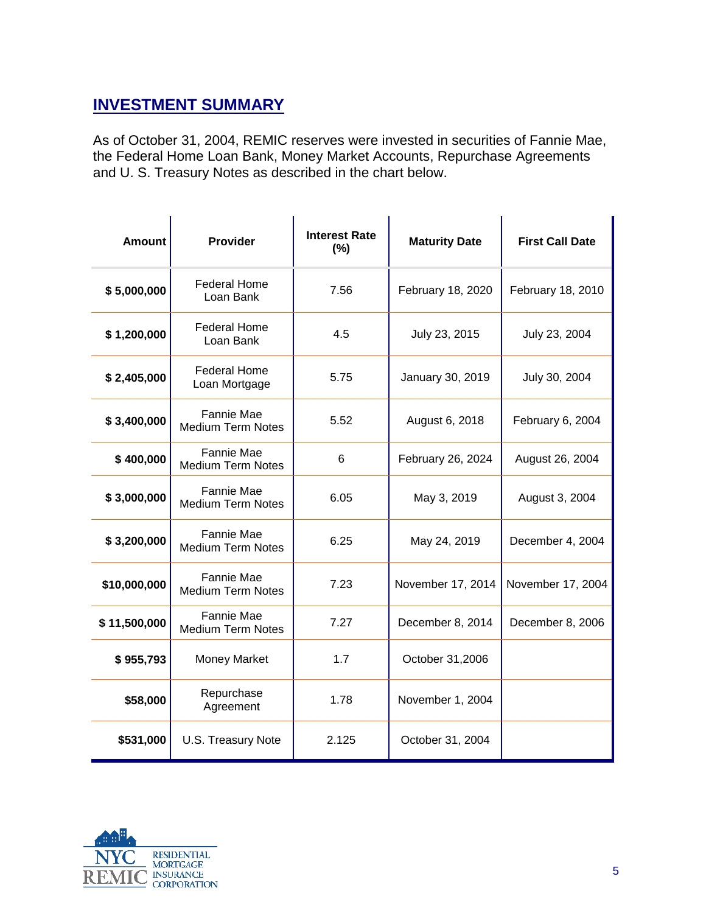## INVESTMENT SUMMARY

As of October 31, 2004, REMIC reserves were invested in securities of Fannie Mae, the Federal Home Loan Bank, Money Market Accounts, Repurchase Agreements and U. S. Treasury Notes as described in the chart below.

| Amount | Provider | Interest Rate (%) | Maturity Date | First Call Date |
|---|---|---|---|---|
| $ 5,000,000 | Federal Home Loan Bank | 7.56 | February 18, 2020 | February 18, 2010 |
| $ 1,200,000 | Federal Home Loan Bank | 4.5 | July 23, 2015 | July 23, 2004 |
| $ 2,405,000 | Federal Home Loan Mortgage | 5.75 | January 30, 2019 | July 30, 2004 |
| $ 3,400,000 | Fannie Mae Medium Term Notes | 5.52 | August 6, 2018 | February 6, 2004 |
| $ 400,000 | Fannie Mae Medium Term Notes | 6 | February 26, 2024 | August 26, 2004 |
| $ 3,000,000 | Fannie Mae Medium Term Notes | 6.05 | May 3, 2019 | August 3, 2004 |
| $ 3,200,000 | Fannie Mae Medium Term Notes | 6.25 | May 24, 2019 | December 4, 2004 |
| $10,000,000 | Fannie Mae Medium Term Notes | 7.23 | November 17, 2014 | November 17, 2004 |
| $ 11,500,000 | Fannie Mae Medium Term Notes | 7.27 | December 8, 2014 | December 8, 2006 |
| $ 955,793 | Money Market | 1.7 | October 31,2006 | |
| $58,000 | Repurchase Agreement | 1.78 | November 1, 2004 | |
| $531,000 | U.S. Treasury Note | 2.125 | October 31, 2004 | |

NYC REMIC RESIDENTIAL MORTGAGE INSURANCE CORPORATION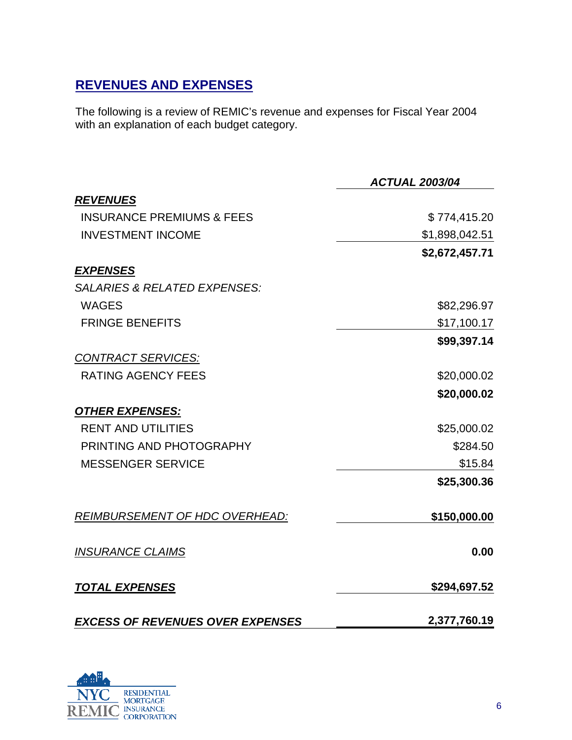## REVENUES AND EXPENSES

The following is a review of REMIC's revenue and expenses for Fiscal Year 2004 with an explanation of each budget category.

| | *ACTUAL 2003/04* |
|---|---|
| ***REVENUES*** | |
| INSURANCE PREMIUMS & FEES | $ 774,415.20 |
| INVESTMENT INCOME | $1,898,042.51 |
| | **$2,672,457.71** |
| ***EXPENSES*** | |
| *SALARIES & RELATED EXPENSES:* | |
| WAGES | $82,296.97 |
| FRINGE BENEFITS | $17,100.17 |
| | **$99,397.14** |
| *CONTRACT SERVICES:* | |
| RATING AGENCY FEES | $20,000.02 |
| | **$20,000.02** |
| ***OTHER EXPENSES:*** | |
| RENT AND UTILITIES | $25,000.02 |
| PRINTING AND PHOTOGRAPHY | $284.50 |
| MESSENGER SERVICE | $15.84 |
| | **$25,300.36** |
| *REIMBURSEMENT OF HDC OVERHEAD:* | **$150,000.00** |
| *INSURANCE CLAIMS* | **0.00** |
| ***TOTAL EXPENSES*** | **$294,697.52** |
| ***EXCESS OF REVENUES OVER EXPENSES*** | **2,377,760.19** |

NYC REMIC RESIDENTIAL MORTGAGE INSURANCE CORPORATION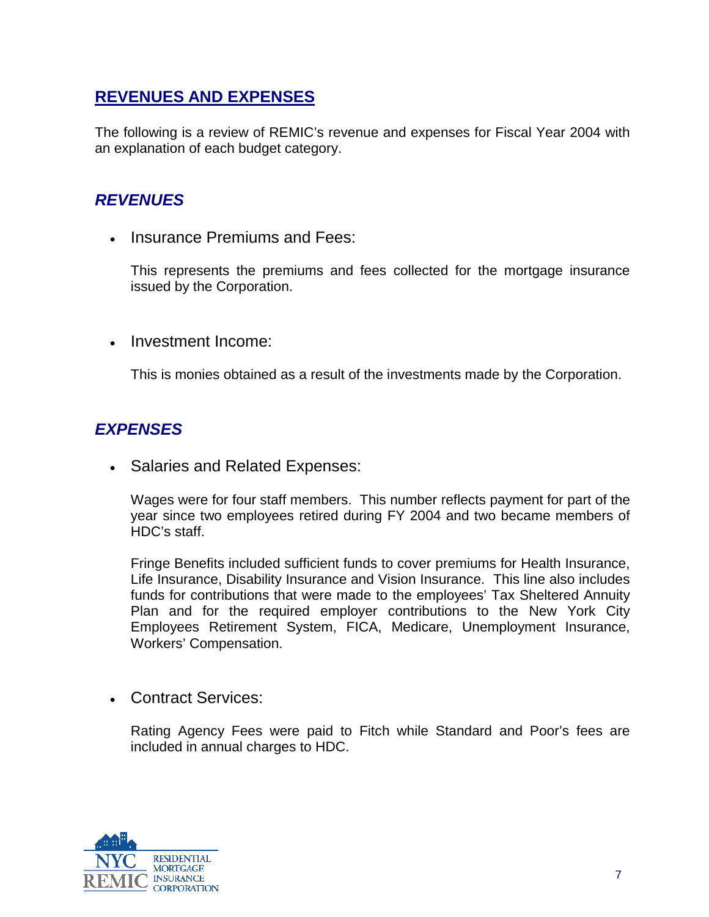## REVENUES AND EXPENSES

The following is a review of REMIC's revenue and expenses for Fiscal Year 2004 with an explanation of each budget category.

### *REVENUES*

- Insurance Premiums and Fees:

  This represents the premiums and fees collected for the mortgage insurance issued by the Corporation.

- Investment Income:

  This is monies obtained as a result of the investments made by the Corporation.

### *EXPENSES*

- Salaries and Related Expenses:

  Wages were for four staff members. This number reflects payment for part of the year since two employees retired during FY 2004 and two became members of HDC's staff.

  Fringe Benefits included sufficient funds to cover premiums for Health Insurance, Life Insurance, Disability Insurance and Vision Insurance. This line also includes funds for contributions that were made to the employees' Tax Sheltered Annuity Plan and for the required employer contributions to the New York City Employees Retirement System, FICA, Medicare, Unemployment Insurance, Workers' Compensation.

- Contract Services:

  Rating Agency Fees were paid to Fitch while Standard and Poor's fees are included in annual charges to HDC.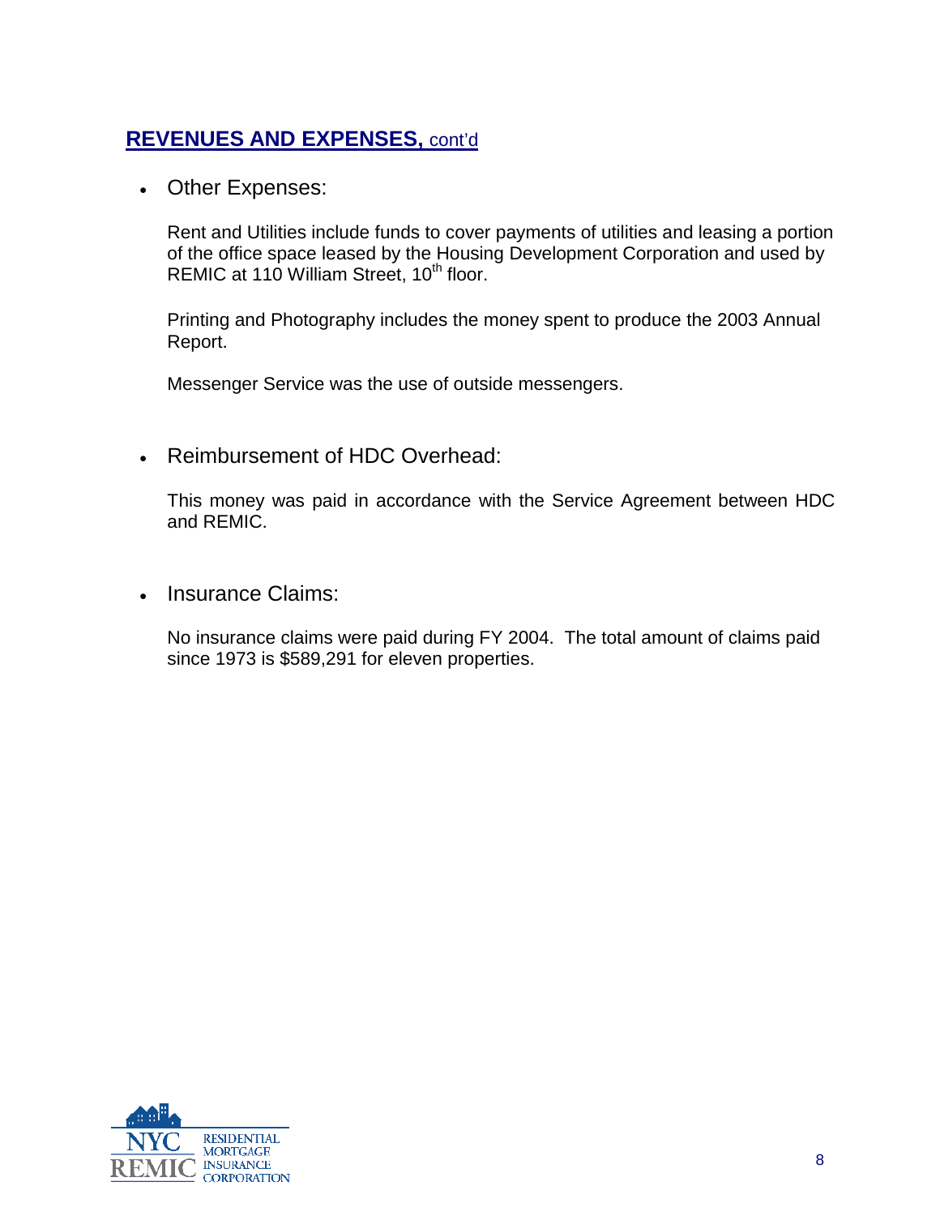## REVENUES AND EXPENSES, cont'd

- Other Expenses:

  Rent and Utilities include funds to cover payments of utilities and leasing a portion of the office space leased by the Housing Development Corporation and used by REMIC at 110 William Street, 10th floor.

  Printing and Photography includes the money spent to produce the 2003 Annual Report.

  Messenger Service was the use of outside messengers.

- Reimbursement of HDC Overhead:

  This money was paid in accordance with the Service Agreement between HDC and REMIC.

- Insurance Claims:

  No insurance claims were paid during FY 2004. The total amount of claims paid since 1973 is $589,291 for eleven properties.